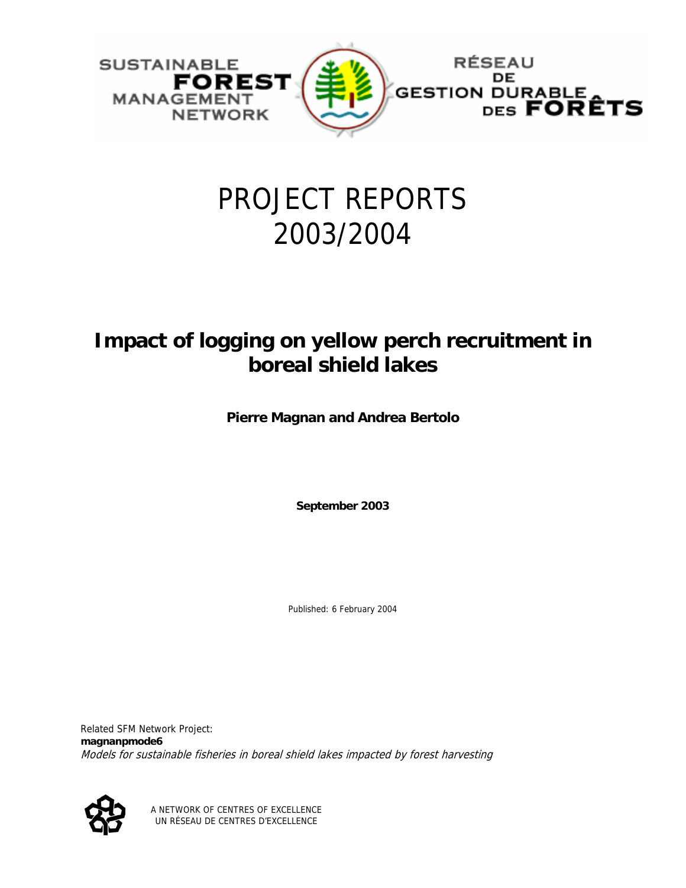SUSTAINABLE **FOREST** MANAGEMENT NETWORK

RÉSEAU DE GESTION DURABLE DES **FORÊTS**

# PROJECT REPORTS 2003/2004

## Impact of logging on yellow perch recruitment in boreal shield lakes

**Pierre Magnan and Andrea Bertolo**

**September 2003**

Published: 6 February 2004

Related SFM Network Project:
**magnanpmode6**
*Models for sustainable fisheries in boreal shield lakes impacted by forest harvesting*

A NETWORK OF CENTRES OF EXCELLENCE
UN RÉSEAU DE CENTRES D'EXCELLENCE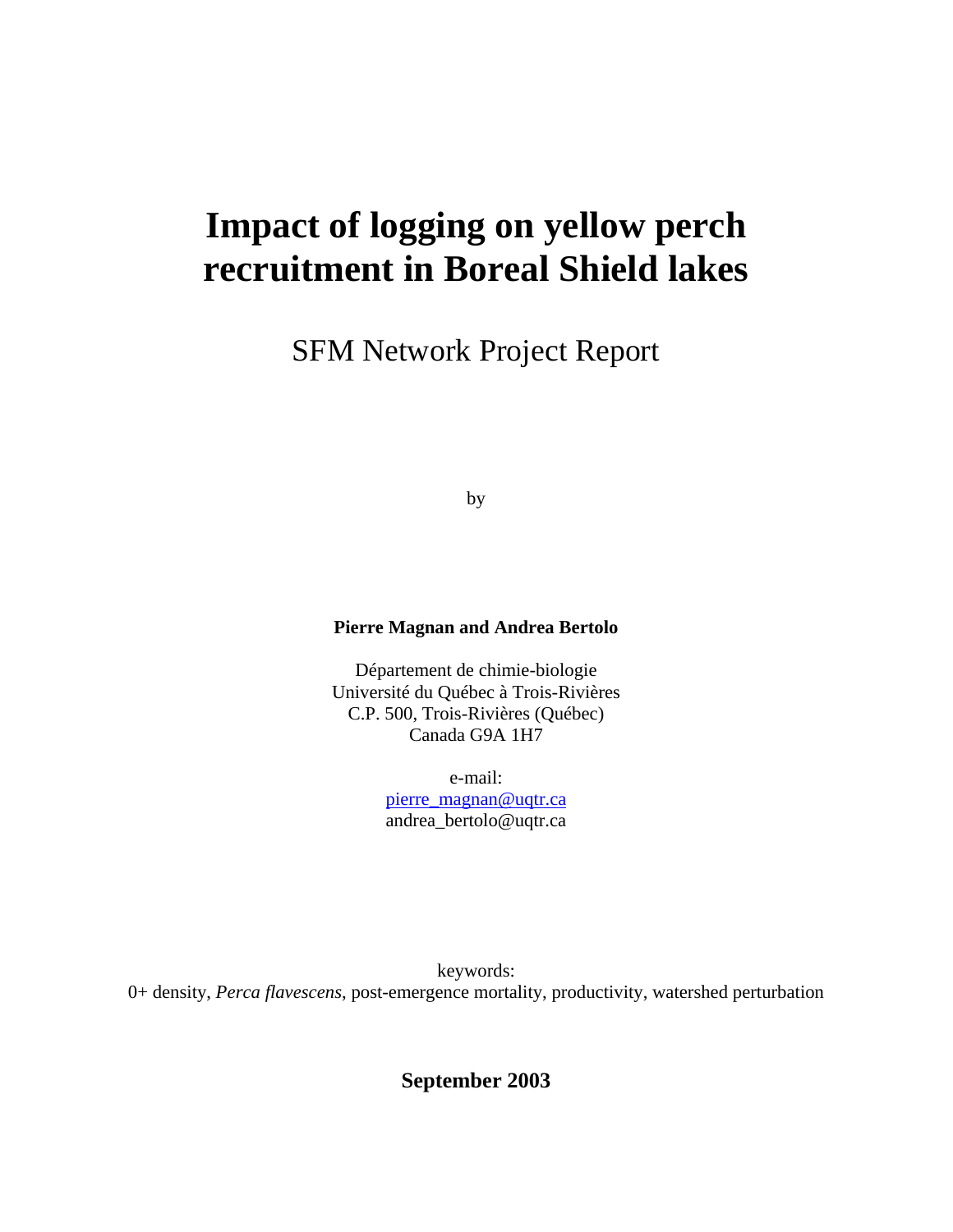# Impact of logging on yellow perch recruitment in Boreal Shield lakes

SFM Network Project Report

by

**Pierre Magnan and Andrea Bertolo**

Département de chimie-biologie
Université du Québec à Trois-Rivières
C.P. 500, Trois-Rivières (Québec)
Canada G9A 1H7

e-mail:
pierre_magnan@uqtr.ca
andrea_bertolo@uqtr.ca

keywords:
0+ density, *Perca flavescens*, post-emergence mortality, productivity, watershed perturbation

**September 2003**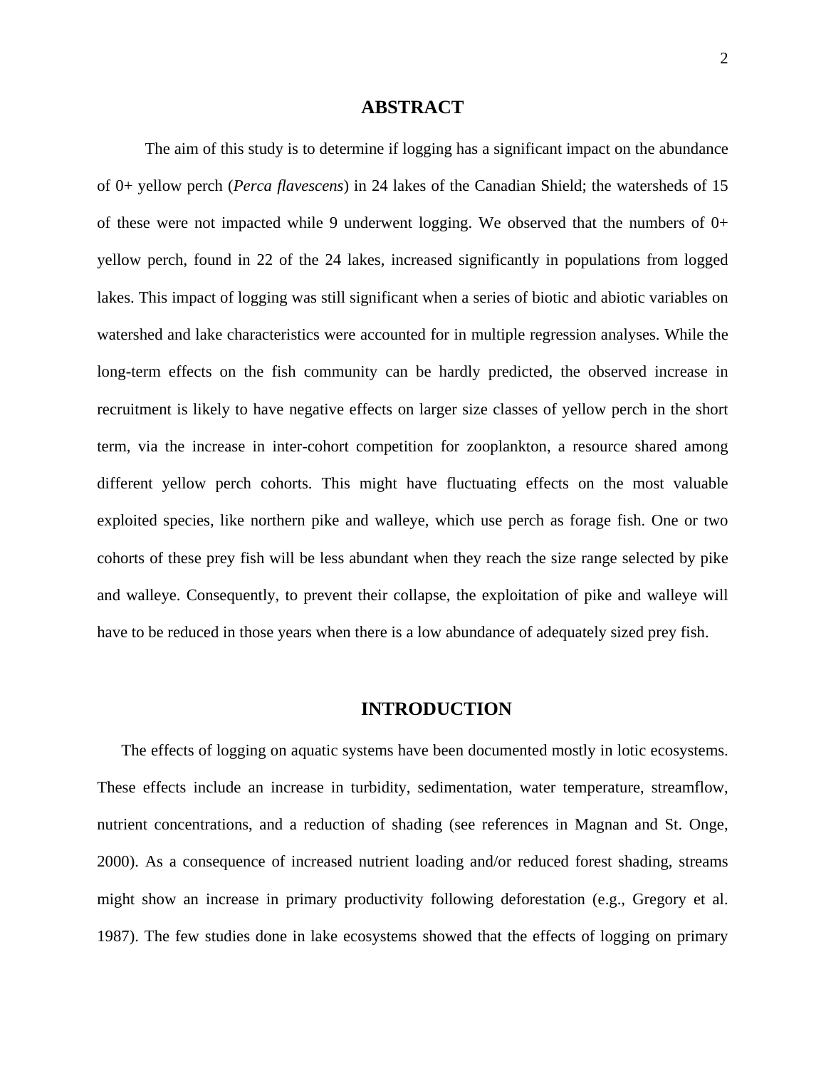## ABSTRACT

The aim of this study is to determine if logging has a significant impact on the abundance of 0+ yellow perch (*Perca flavescens*) in 24 lakes of the Canadian Shield; the watersheds of 15 of these were not impacted while 9 underwent logging. We observed that the numbers of 0+ yellow perch, found in 22 of the 24 lakes, increased significantly in populations from logged lakes. This impact of logging was still significant when a series of biotic and abiotic variables on watershed and lake characteristics were accounted for in multiple regression analyses. While the long-term effects on the fish community can be hardly predicted, the observed increase in recruitment is likely to have negative effects on larger size classes of yellow perch in the short term, via the increase in inter-cohort competition for zooplankton, a resource shared among different yellow perch cohorts. This might have fluctuating effects on the most valuable exploited species, like northern pike and walleye, which use perch as forage fish. One or two cohorts of these prey fish will be less abundant when they reach the size range selected by pike and walleye. Consequently, to prevent their collapse, the exploitation of pike and walleye will have to be reduced in those years when there is a low abundance of adequately sized prey fish.

## INTRODUCTION

The effects of logging on aquatic systems have been documented mostly in lotic ecosystems. These effects include an increase in turbidity, sedimentation, water temperature, streamflow, nutrient concentrations, and a reduction of shading (see references in Magnan and St. Onge, 2000). As a consequence of increased nutrient loading and/or reduced forest shading, streams might show an increase in primary productivity following deforestation (e.g., Gregory et al. 1987). The few studies done in lake ecosystems showed that the effects of logging on primary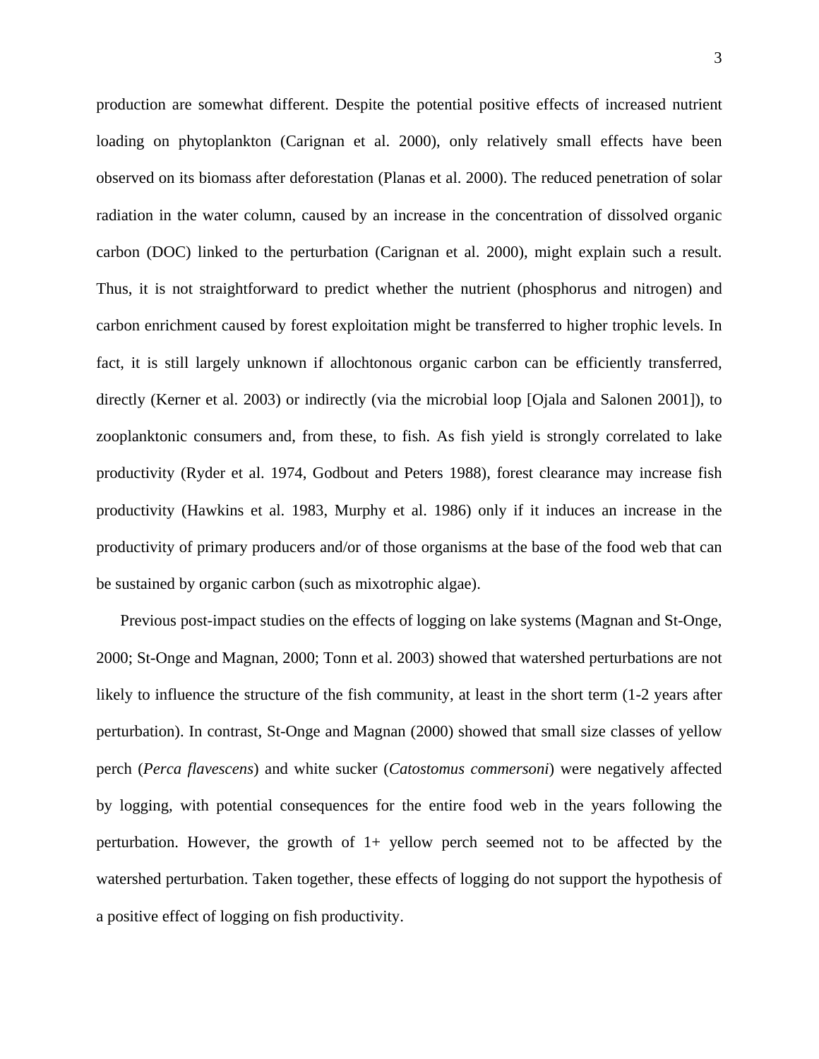production are somewhat different. Despite the potential positive effects of increased nutrient loading on phytoplankton (Carignan et al. 2000), only relatively small effects have been observed on its biomass after deforestation (Planas et al. 2000). The reduced penetration of solar radiation in the water column, caused by an increase in the concentration of dissolved organic carbon (DOC) linked to the perturbation (Carignan et al. 2000), might explain such a result. Thus, it is not straightforward to predict whether the nutrient (phosphorus and nitrogen) and carbon enrichment caused by forest exploitation might be transferred to higher trophic levels. In fact, it is still largely unknown if allochtonous organic carbon can be efficiently transferred, directly (Kerner et al. 2003) or indirectly (via the microbial loop [Ojala and Salonen 2001]), to zooplanktonic consumers and, from these, to fish. As fish yield is strongly correlated to lake productivity (Ryder et al. 1974, Godbout and Peters 1988), forest clearance may increase fish productivity (Hawkins et al. 1983, Murphy et al. 1986) only if it induces an increase in the productivity of primary producers and/or of those organisms at the base of the food web that can be sustained by organic carbon (such as mixotrophic algae).

Previous post-impact studies on the effects of logging on lake systems (Magnan and St-Onge, 2000; St-Onge and Magnan, 2000; Tonn et al. 2003) showed that watershed perturbations are not likely to influence the structure of the fish community, at least in the short term (1-2 years after perturbation). In contrast, St-Onge and Magnan (2000) showed that small size classes of yellow perch (*Perca flavescens*) and white sucker (*Catostomus commersoni*) were negatively affected by logging, with potential consequences for the entire food web in the years following the perturbation. However, the growth of 1+ yellow perch seemed not to be affected by the watershed perturbation. Taken together, these effects of logging do not support the hypothesis of a positive effect of logging on fish productivity.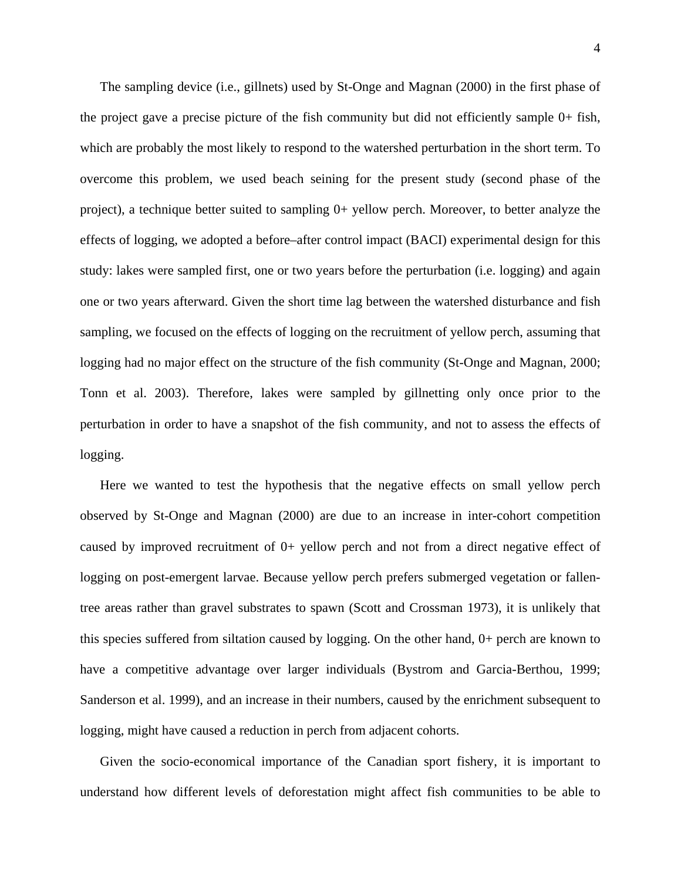The sampling device (i.e., gillnets) used by St-Onge and Magnan (2000) in the first phase of the project gave a precise picture of the fish community but did not efficiently sample 0+ fish, which are probably the most likely to respond to the watershed perturbation in the short term. To overcome this problem, we used beach seining for the present study (second phase of the project), a technique better suited to sampling 0+ yellow perch. Moreover, to better analyze the effects of logging, we adopted a before–after control impact (BACI) experimental design for this study: lakes were sampled first, one or two years before the perturbation (i.e. logging) and again one or two years afterward. Given the short time lag between the watershed disturbance and fish sampling, we focused on the effects of logging on the recruitment of yellow perch, assuming that logging had no major effect on the structure of the fish community (St-Onge and Magnan, 2000; Tonn et al. 2003). Therefore, lakes were sampled by gillnetting only once prior to the perturbation in order to have a snapshot of the fish community, and not to assess the effects of logging.

Here we wanted to test the hypothesis that the negative effects on small yellow perch observed by St-Onge and Magnan (2000) are due to an increase in inter-cohort competition caused by improved recruitment of 0+ yellow perch and not from a direct negative effect of logging on post-emergent larvae. Because yellow perch prefers submerged vegetation or fallen-tree areas rather than gravel substrates to spawn (Scott and Crossman 1973), it is unlikely that this species suffered from siltation caused by logging. On the other hand, 0+ perch are known to have a competitive advantage over larger individuals (Bystrom and Garcia-Berthou, 1999; Sanderson et al. 1999), and an increase in their numbers, caused by the enrichment subsequent to logging, might have caused a reduction in perch from adjacent cohorts.

Given the socio-economical importance of the Canadian sport fishery, it is important to understand how different levels of deforestation might affect fish communities to be able to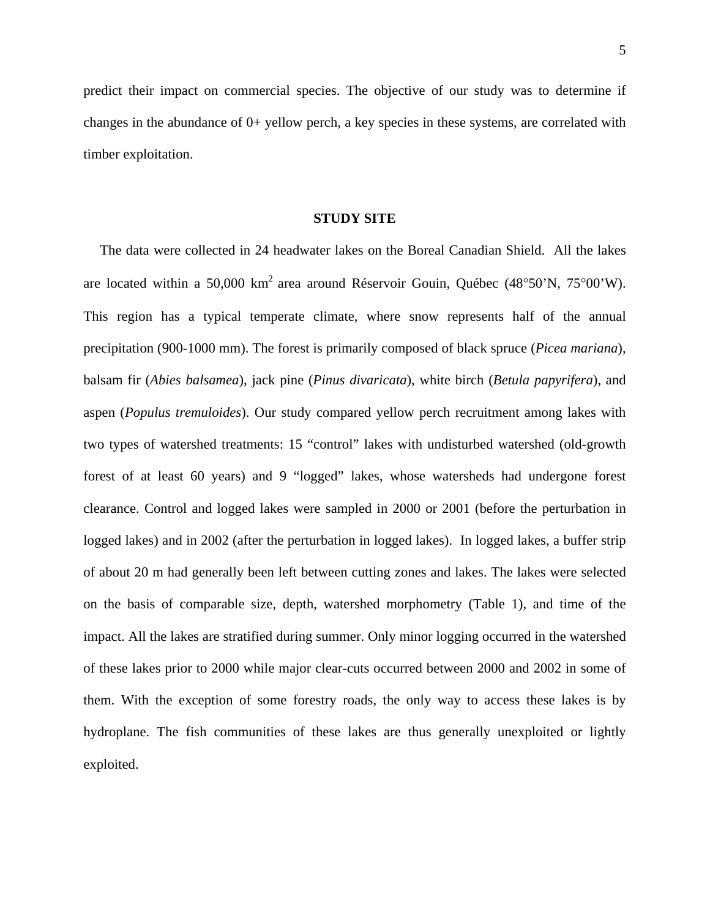predict their impact on commercial species. The objective of our study was to determine if changes in the abundance of 0+ yellow perch, a key species in these systems, are correlated with timber exploitation.

## STUDY SITE

The data were collected in 24 headwater lakes on the Boreal Canadian Shield. All the lakes are located within a 50,000 km$^2$ area around Réservoir Gouin, Québec (48°50'N, 75°00'W). This region has a typical temperate climate, where snow represents half of the annual precipitation (900-1000 mm). The forest is primarily composed of black spruce (*Picea mariana*), balsam fir (*Abies balsamea*), jack pine (*Pinus divaricata*), white birch (*Betula papyrifera*), and aspen (*Populus tremuloides*). Our study compared yellow perch recruitment among lakes with two types of watershed treatments: 15 "control" lakes with undisturbed watershed (old-growth forest of at least 60 years) and 9 "logged" lakes, whose watersheds had undergone forest clearance. Control and logged lakes were sampled in 2000 or 2001 (before the perturbation in logged lakes) and in 2002 (after the perturbation in logged lakes). In logged lakes, a buffer strip of about 20 m had generally been left between cutting zones and lakes. The lakes were selected on the basis of comparable size, depth, watershed morphometry (Table 1), and time of the impact. All the lakes are stratified during summer. Only minor logging occurred in the watershed of these lakes prior to 2000 while major clear-cuts occurred between 2000 and 2002 in some of them. With the exception of some forestry roads, the only way to access these lakes is by hydroplane. The fish communities of these lakes are thus generally unexploited or lightly exploited.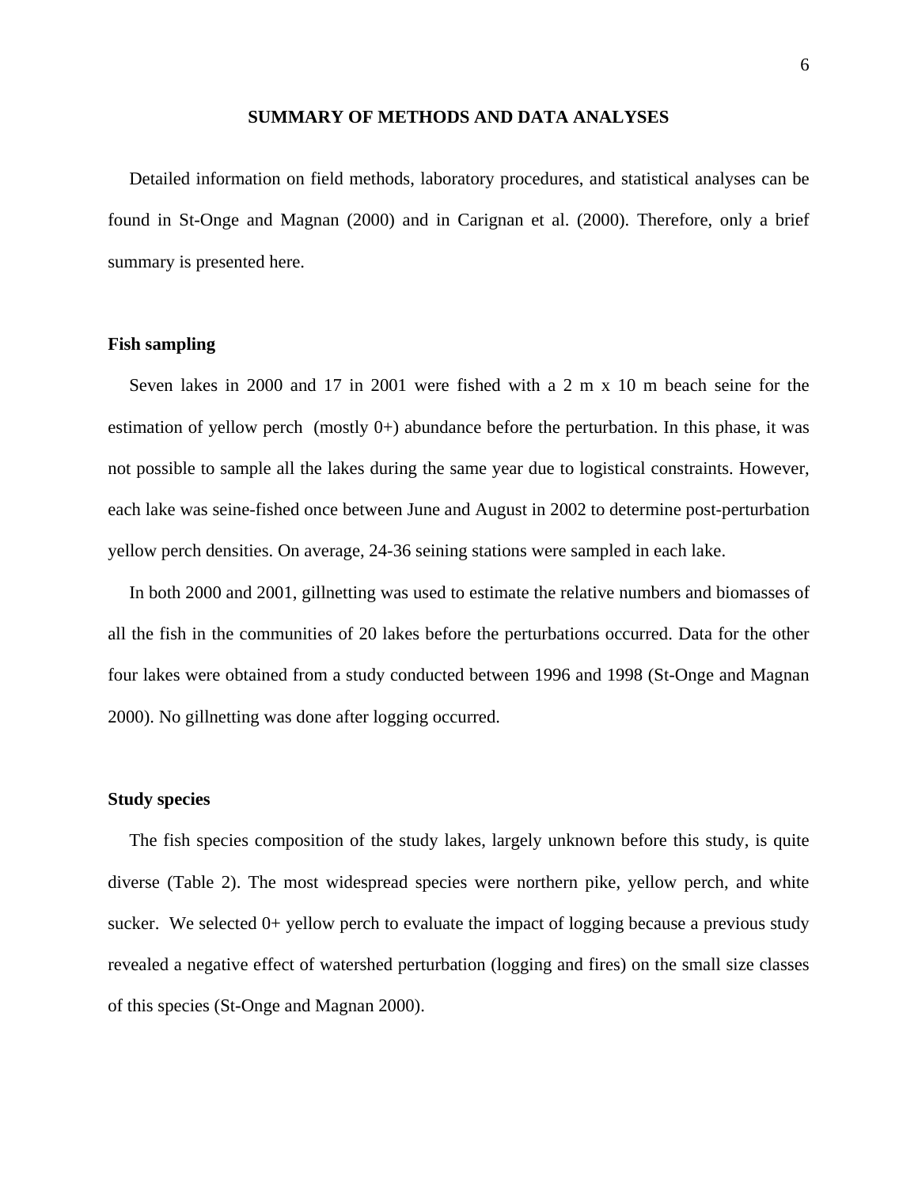## SUMMARY OF METHODS AND DATA ANALYSES

Detailed information on field methods, laboratory procedures, and statistical analyses can be found in St-Onge and Magnan (2000) and in Carignan et al. (2000). Therefore, only a brief summary is presented here.

### Fish sampling

Seven lakes in 2000 and 17 in 2001 were fished with a 2 m x 10 m beach seine for the estimation of yellow perch (mostly 0+) abundance before the perturbation. In this phase, it was not possible to sample all the lakes during the same year due to logistical constraints. However, each lake was seine-fished once between June and August in 2002 to determine post-perturbation yellow perch densities. On average, 24-36 seining stations were sampled in each lake.

In both 2000 and 2001, gillnetting was used to estimate the relative numbers and biomasses of all the fish in the communities of 20 lakes before the perturbations occurred. Data for the other four lakes were obtained from a study conducted between 1996 and 1998 (St-Onge and Magnan 2000). No gillnetting was done after logging occurred.

### Study species

The fish species composition of the study lakes, largely unknown before this study, is quite diverse (Table 2). The most widespread species were northern pike, yellow perch, and white sucker. We selected 0+ yellow perch to evaluate the impact of logging because a previous study revealed a negative effect of watershed perturbation (logging and fires) on the small size classes of this species (St-Onge and Magnan 2000).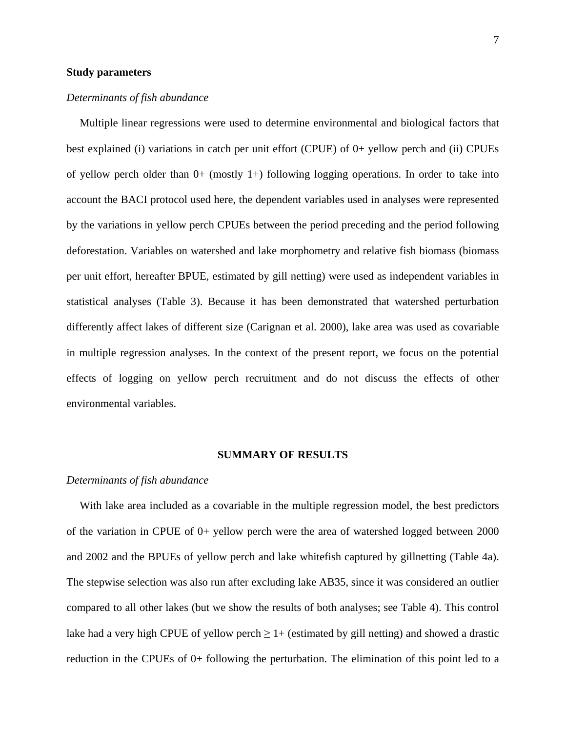**Study parameters**

*Determinants of fish abundance*

Multiple linear regressions were used to determine environmental and biological factors that best explained (i) variations in catch per unit effort (CPUE) of 0+ yellow perch and (ii) CPUEs of yellow perch older than 0+ (mostly 1+) following logging operations. In order to take into account the BACI protocol used here, the dependent variables used in analyses were represented by the variations in yellow perch CPUEs between the period preceding and the period following deforestation. Variables on watershed and lake morphometry and relative fish biomass (biomass per unit effort, hereafter BPUE, estimated by gill netting) were used as independent variables in statistical analyses (Table 3). Because it has been demonstrated that watershed perturbation differently affect lakes of different size (Carignan et al. 2000), lake area was used as covariable in multiple regression analyses. In the context of the present report, we focus on the potential effects of logging on yellow perch recruitment and do not discuss the effects of other environmental variables.

## SUMMARY OF RESULTS

*Determinants of fish abundance*

With lake area included as a covariable in the multiple regression model, the best predictors of the variation in CPUE of 0+ yellow perch were the area of watershed logged between 2000 and 2002 and the BPUEs of yellow perch and lake whitefish captured by gillnetting (Table 4a). The stepwise selection was also run after excluding lake AB35, since it was considered an outlier compared to all other lakes (but we show the results of both analyses; see Table 4). This control lake had a very high CPUE of yellow perch $\geq$ 1+ (estimated by gill netting) and showed a drastic reduction in the CPUEs of 0+ following the perturbation. The elimination of this point led to a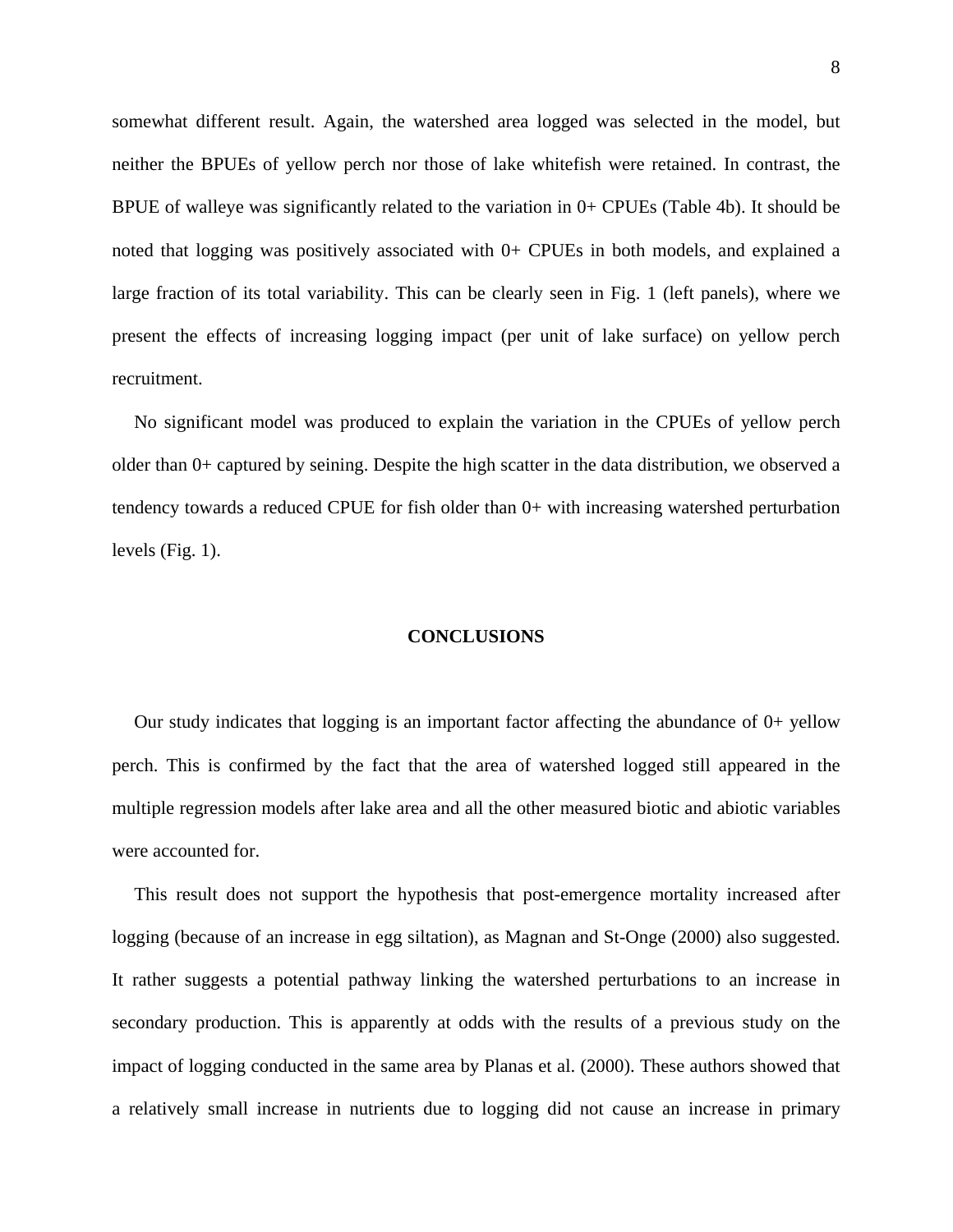somewhat different result. Again, the watershed area logged was selected in the model, but neither the BPUEs of yellow perch nor those of lake whitefish were retained. In contrast, the BPUE of walleye was significantly related to the variation in 0+ CPUEs (Table 4b). It should be noted that logging was positively associated with 0+ CPUEs in both models, and explained a large fraction of its total variability. This can be clearly seen in Fig. 1 (left panels), where we present the effects of increasing logging impact (per unit of lake surface) on yellow perch recruitment.

No significant model was produced to explain the variation in the CPUEs of yellow perch older than 0+ captured by seining. Despite the high scatter in the data distribution, we observed a tendency towards a reduced CPUE for fish older than 0+ with increasing watershed perturbation levels (Fig. 1).

## CONCLUSIONS

Our study indicates that logging is an important factor affecting the abundance of 0+ yellow perch. This is confirmed by the fact that the area of watershed logged still appeared in the multiple regression models after lake area and all the other measured biotic and abiotic variables were accounted for.

This result does not support the hypothesis that post-emergence mortality increased after logging (because of an increase in egg siltation), as Magnan and St-Onge (2000) also suggested. It rather suggests a potential pathway linking the watershed perturbations to an increase in secondary production. This is apparently at odds with the results of a previous study on the impact of logging conducted in the same area by Planas et al. (2000). These authors showed that a relatively small increase in nutrients due to logging did not cause an increase in primary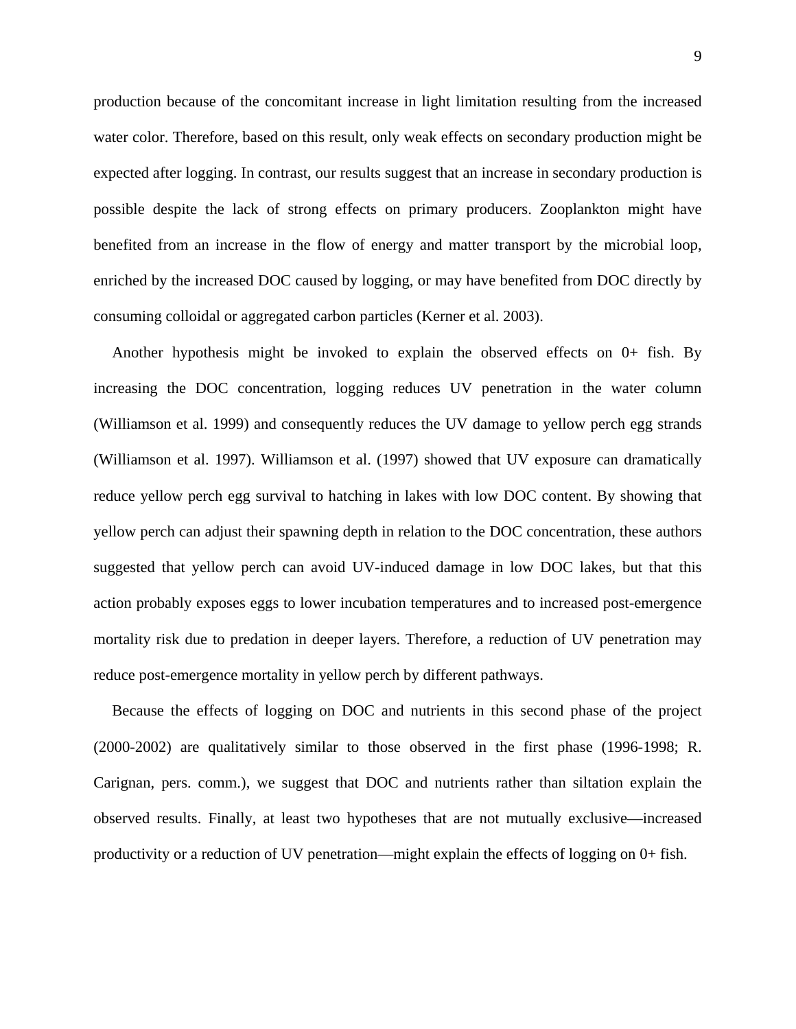production because of the concomitant increase in light limitation resulting from the increased water color. Therefore, based on this result, only weak effects on secondary production might be expected after logging. In contrast, our results suggest that an increase in secondary production is possible despite the lack of strong effects on primary producers. Zooplankton might have benefited from an increase in the flow of energy and matter transport by the microbial loop, enriched by the increased DOC caused by logging, or may have benefited from DOC directly by consuming colloidal or aggregated carbon particles (Kerner et al. 2003).

Another hypothesis might be invoked to explain the observed effects on 0+ fish. By increasing the DOC concentration, logging reduces UV penetration in the water column (Williamson et al. 1999) and consequently reduces the UV damage to yellow perch egg strands (Williamson et al. 1997). Williamson et al. (1997) showed that UV exposure can dramatically reduce yellow perch egg survival to hatching in lakes with low DOC content. By showing that yellow perch can adjust their spawning depth in relation to the DOC concentration, these authors suggested that yellow perch can avoid UV-induced damage in low DOC lakes, but that this action probably exposes eggs to lower incubation temperatures and to increased post-emergence mortality risk due to predation in deeper layers. Therefore, a reduction of UV penetration may reduce post-emergence mortality in yellow perch by different pathways.

Because the effects of logging on DOC and nutrients in this second phase of the project (2000-2002) are qualitatively similar to those observed in the first phase (1996-1998; R. Carignan, pers. comm.), we suggest that DOC and nutrients rather than siltation explain the observed results. Finally, at least two hypotheses that are not mutually exclusive—increased productivity or a reduction of UV penetration—might explain the effects of logging on 0+ fish.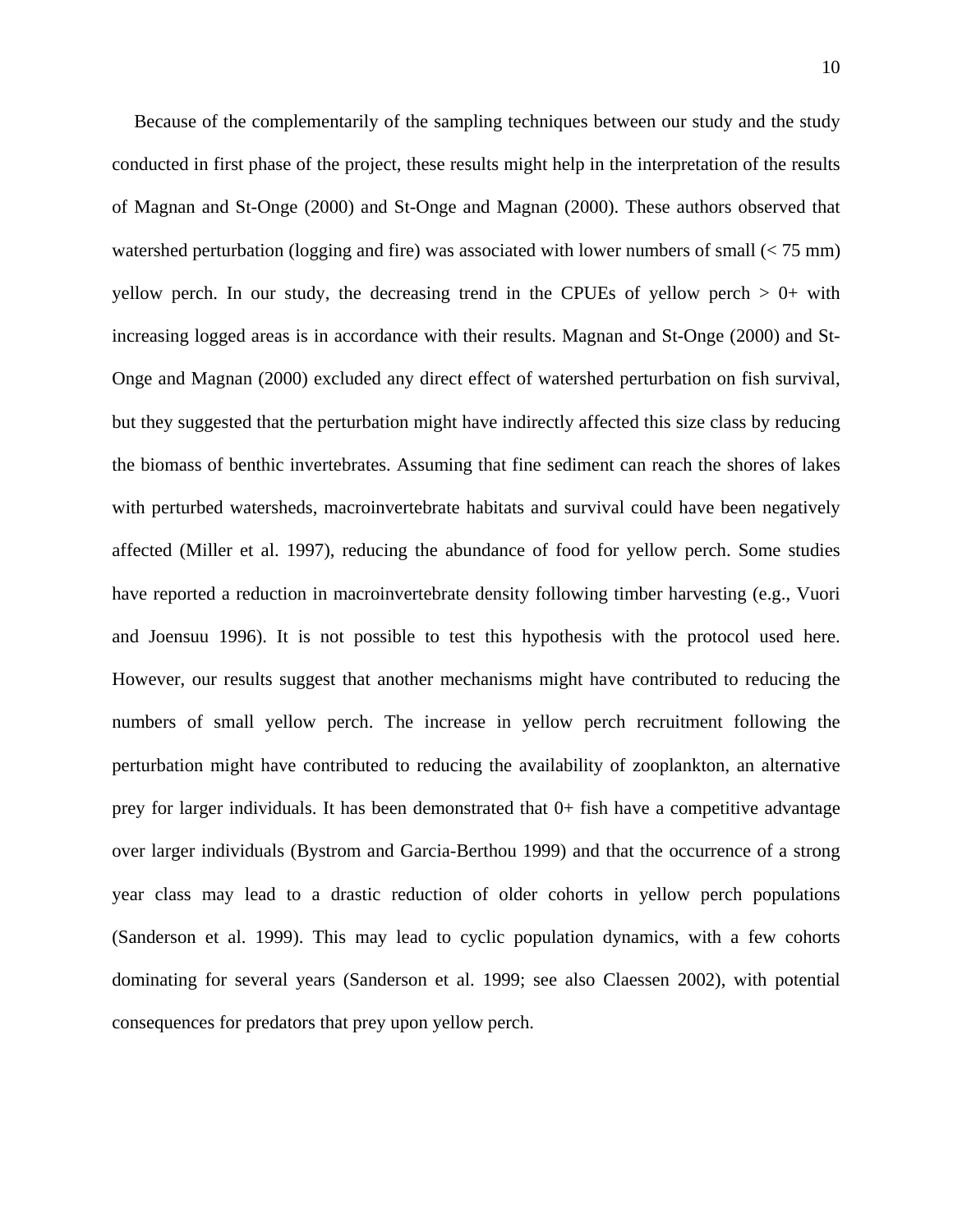Because of the complementarily of the sampling techniques between our study and the study conducted in first phase of the project, these results might help in the interpretation of the results of Magnan and St-Onge (2000) and St-Onge and Magnan (2000). These authors observed that watershed perturbation (logging and fire) was associated with lower numbers of small (< 75 mm) yellow perch. In our study, the decreasing trend in the CPUEs of yellow perch > 0+ with increasing logged areas is in accordance with their results. Magnan and St-Onge (2000) and St-Onge and Magnan (2000) excluded any direct effect of watershed perturbation on fish survival, but they suggested that the perturbation might have indirectly affected this size class by reducing the biomass of benthic invertebrates. Assuming that fine sediment can reach the shores of lakes with perturbed watersheds, macroinvertebrate habitats and survival could have been negatively affected (Miller et al. 1997), reducing the abundance of food for yellow perch. Some studies have reported a reduction in macroinvertebrate density following timber harvesting (e.g., Vuori and Joensuu 1996). It is not possible to test this hypothesis with the protocol used here. However, our results suggest that another mechanisms might have contributed to reducing the numbers of small yellow perch. The increase in yellow perch recruitment following the perturbation might have contributed to reducing the availability of zooplankton, an alternative prey for larger individuals. It has been demonstrated that 0+ fish have a competitive advantage over larger individuals (Bystrom and Garcia-Berthou 1999) and that the occurrence of a strong year class may lead to a drastic reduction of older cohorts in yellow perch populations (Sanderson et al. 1999). This may lead to cyclic population dynamics, with a few cohorts dominating for several years (Sanderson et al. 1999; see also Claessen 2002), with potential consequences for predators that prey upon yellow perch.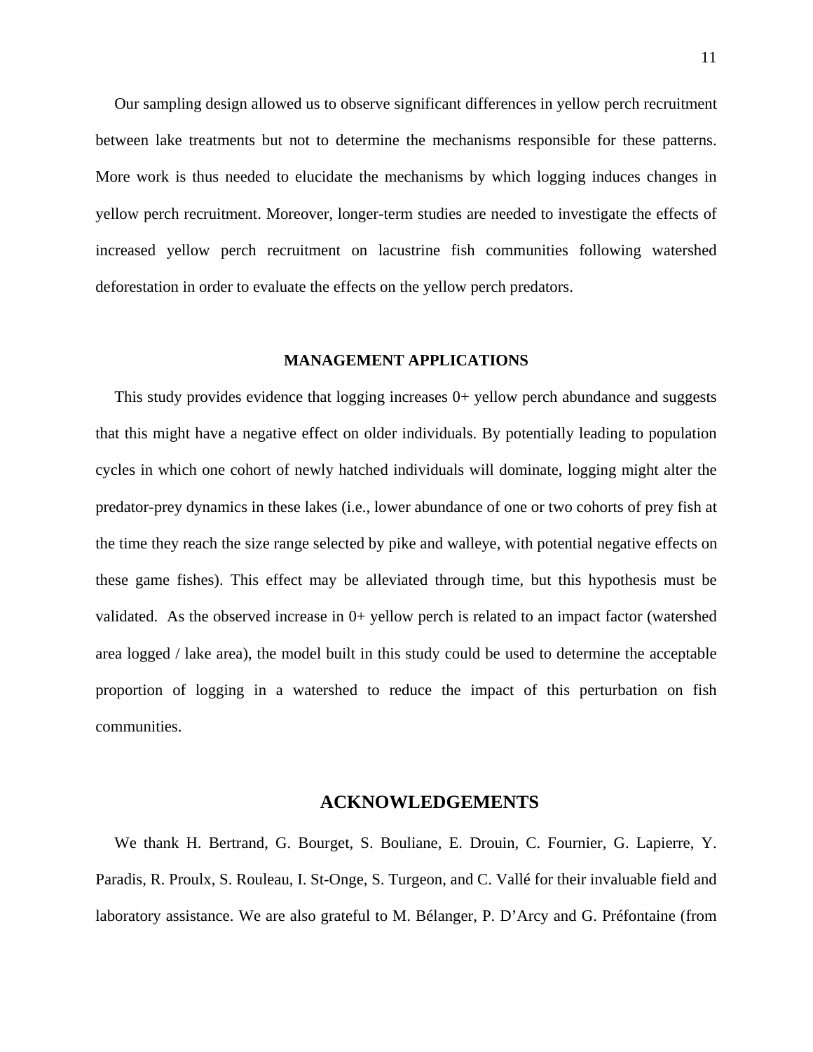Our sampling design allowed us to observe significant differences in yellow perch recruitment between lake treatments but not to determine the mechanisms responsible for these patterns. More work is thus needed to elucidate the mechanisms by which logging induces changes in yellow perch recruitment. Moreover, longer-term studies are needed to investigate the effects of increased yellow perch recruitment on lacustrine fish communities following watershed deforestation in order to evaluate the effects on the yellow perch predators.

## MANAGEMENT APPLICATIONS

This study provides evidence that logging increases 0+ yellow perch abundance and suggests that this might have a negative effect on older individuals. By potentially leading to population cycles in which one cohort of newly hatched individuals will dominate, logging might alter the predator-prey dynamics in these lakes (i.e., lower abundance of one or two cohorts of prey fish at the time they reach the size range selected by pike and walleye, with potential negative effects on these game fishes). This effect may be alleviated through time, but this hypothesis must be validated. As the observed increase in 0+ yellow perch is related to an impact factor (watershed area logged / lake area), the model built in this study could be used to determine the acceptable proportion of logging in a watershed to reduce the impact of this perturbation on fish communities.

## ACKNOWLEDGEMENTS

We thank H. Bertrand, G. Bourget, S. Bouliane, E. Drouin, C. Fournier, G. Lapierre, Y. Paradis, R. Proulx, S. Rouleau, I. St-Onge, S. Turgeon, and C. Vallé for their invaluable field and laboratory assistance. We are also grateful to M. Bélanger, P. D'Arcy and G. Préfontaine (from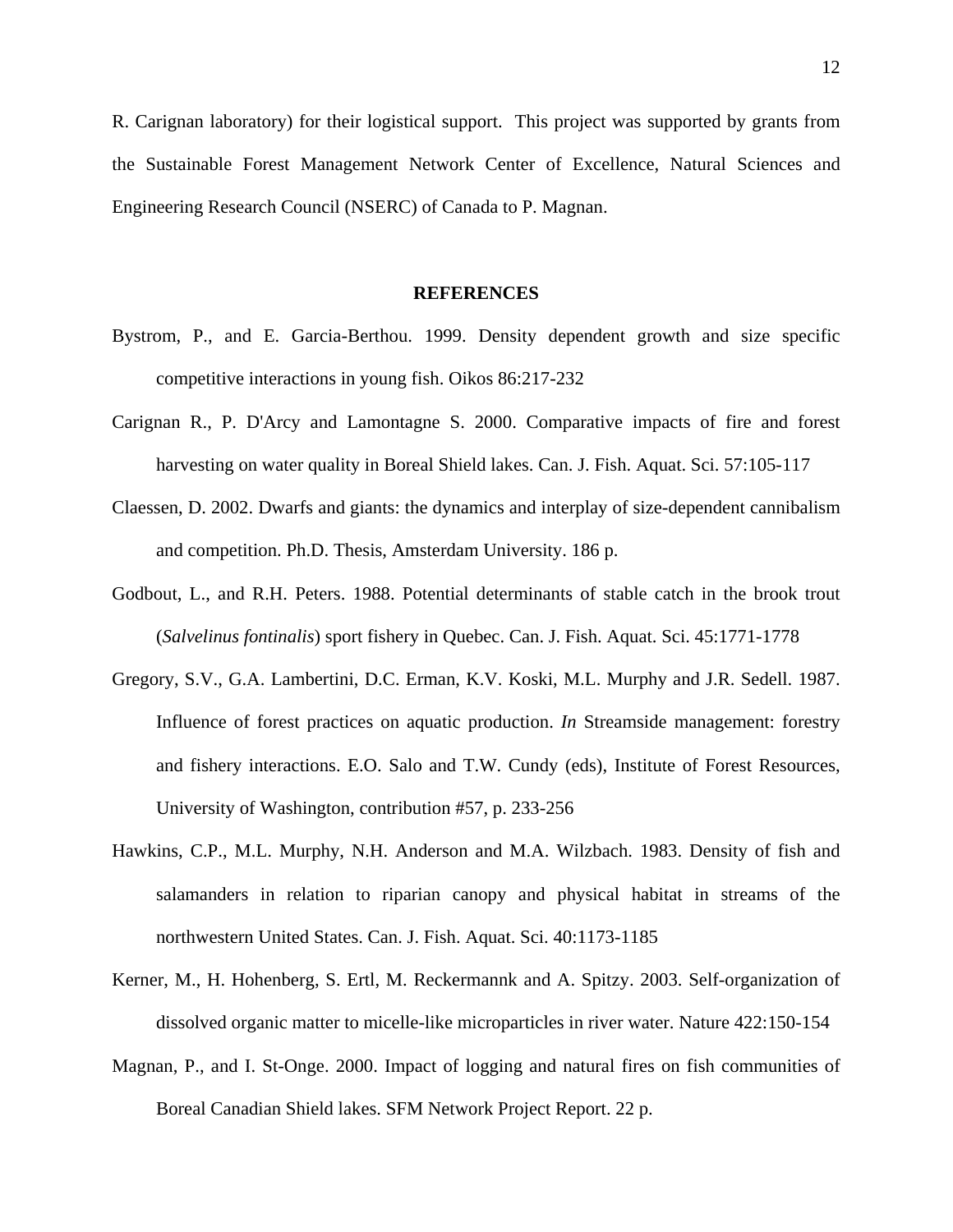R. Carignan laboratory) for their logistical support. This project was supported by grants from the Sustainable Forest Management Network Center of Excellence, Natural Sciences and Engineering Research Council (NSERC) of Canada to P. Magnan.

## REFERENCES

Bystrom, P., and E. Garcia-Berthou. 1999. Density dependent growth and size specific competitive interactions in young fish. Oikos 86:217-232

Carignan R., P. D'Arcy and Lamontagne S. 2000. Comparative impacts of fire and forest harvesting on water quality in Boreal Shield lakes. Can. J. Fish. Aquat. Sci. 57:105-117

Claessen, D. 2002. Dwarfs and giants: the dynamics and interplay of size-dependent cannibalism and competition. Ph.D. Thesis, Amsterdam University. 186 p.

Godbout, L., and R.H. Peters. 1988. Potential determinants of stable catch in the brook trout (*Salvelinus fontinalis*) sport fishery in Quebec. Can. J. Fish. Aquat. Sci. 45:1771-1778

Gregory, S.V., G.A. Lambertini, D.C. Erman, K.V. Koski, M.L. Murphy and J.R. Sedell. 1987. Influence of forest practices on aquatic production. *In* Streamside management: forestry and fishery interactions. E.O. Salo and T.W. Cundy (eds), Institute of Forest Resources, University of Washington, contribution #57, p. 233-256

Hawkins, C.P., M.L. Murphy, N.H. Anderson and M.A. Wilzbach. 1983. Density of fish and salamanders in relation to riparian canopy and physical habitat in streams of the northwestern United States. Can. J. Fish. Aquat. Sci. 40:1173-1185

Kerner, M., H. Hohenberg, S. Ertl, M. Reckermannk and A. Spitzy. 2003. Self-organization of dissolved organic matter to micelle-like microparticles in river water. Nature 422:150-154

Magnan, P., and I. St-Onge. 2000. Impact of logging and natural fires on fish communities of Boreal Canadian Shield lakes. SFM Network Project Report. 22 p.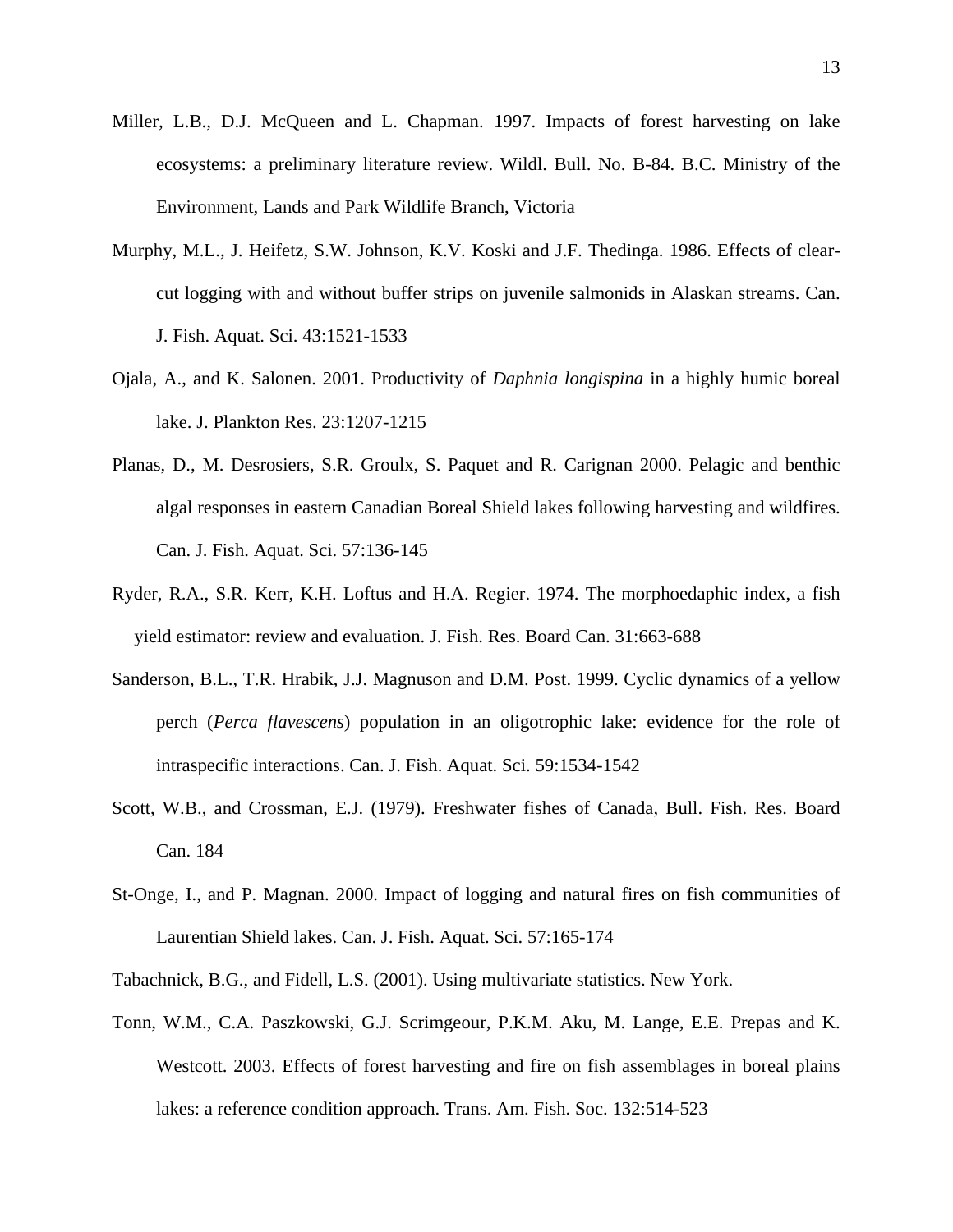Miller, L.B., D.J. McQueen and L. Chapman. 1997. Impacts of forest harvesting on lake ecosystems: a preliminary literature review. Wildl. Bull. No. B-84. B.C. Ministry of the Environment, Lands and Park Wildlife Branch, Victoria

Murphy, M.L., J. Heifetz, S.W. Johnson, K.V. Koski and J.F. Thedinga. 1986. Effects of clear-cut logging with and without buffer strips on juvenile salmonids in Alaskan streams. Can. J. Fish. Aquat. Sci. 43:1521-1533

Ojala, A., and K. Salonen. 2001. Productivity of *Daphnia longispina* in a highly humic boreal lake. J. Plankton Res. 23:1207-1215

Planas, D., M. Desrosiers, S.R. Groulx, S. Paquet and R. Carignan 2000. Pelagic and benthic algal responses in eastern Canadian Boreal Shield lakes following harvesting and wildfires. Can. J. Fish. Aquat. Sci. 57:136-145

Ryder, R.A., S.R. Kerr, K.H. Loftus and H.A. Regier. 1974. The morphoedaphic index, a fish yield estimator: review and evaluation. J. Fish. Res. Board Can. 31:663-688

Sanderson, B.L., T.R. Hrabik, J.J. Magnuson and D.M. Post. 1999. Cyclic dynamics of a yellow perch (*Perca flavescens*) population in an oligotrophic lake: evidence for the role of intraspecific interactions. Can. J. Fish. Aquat. Sci. 59:1534-1542

Scott, W.B., and Crossman, E.J. (1979). Freshwater fishes of Canada, Bull. Fish. Res. Board Can. 184

St-Onge, I., and P. Magnan. 2000. Impact of logging and natural fires on fish communities of Laurentian Shield lakes. Can. J. Fish. Aquat. Sci. 57:165-174

Tabachnick, B.G., and Fidell, L.S. (2001). Using multivariate statistics. New York.

Tonn, W.M., C.A. Paszkowski, G.J. Scrimgeour, P.K.M. Aku, M. Lange, E.E. Prepas and K. Westcott. 2003. Effects of forest harvesting and fire on fish assemblages in boreal plains lakes: a reference condition approach. Trans. Am. Fish. Soc. 132:514-523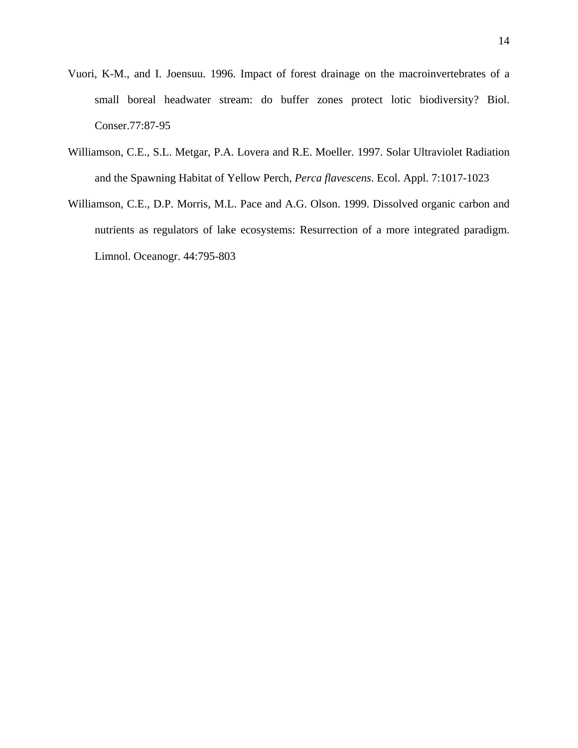Vuori, K-M., and I. Joensuu. 1996. Impact of forest drainage on the macroinvertebrates of a small boreal headwater stream: do buffer zones protect lotic biodiversity? Biol. Conser.77:87-95

Williamson, C.E., S.L. Metgar, P.A. Lovera and R.E. Moeller. 1997. Solar Ultraviolet Radiation and the Spawning Habitat of Yellow Perch, *Perca flavescens*. Ecol. Appl. 7:1017-1023

Williamson, C.E., D.P. Morris, M.L. Pace and A.G. Olson. 1999. Dissolved organic carbon and nutrients as regulators of lake ecosystems: Resurrection of a more integrated paradigm. Limnol. Oceanogr. 44:795-803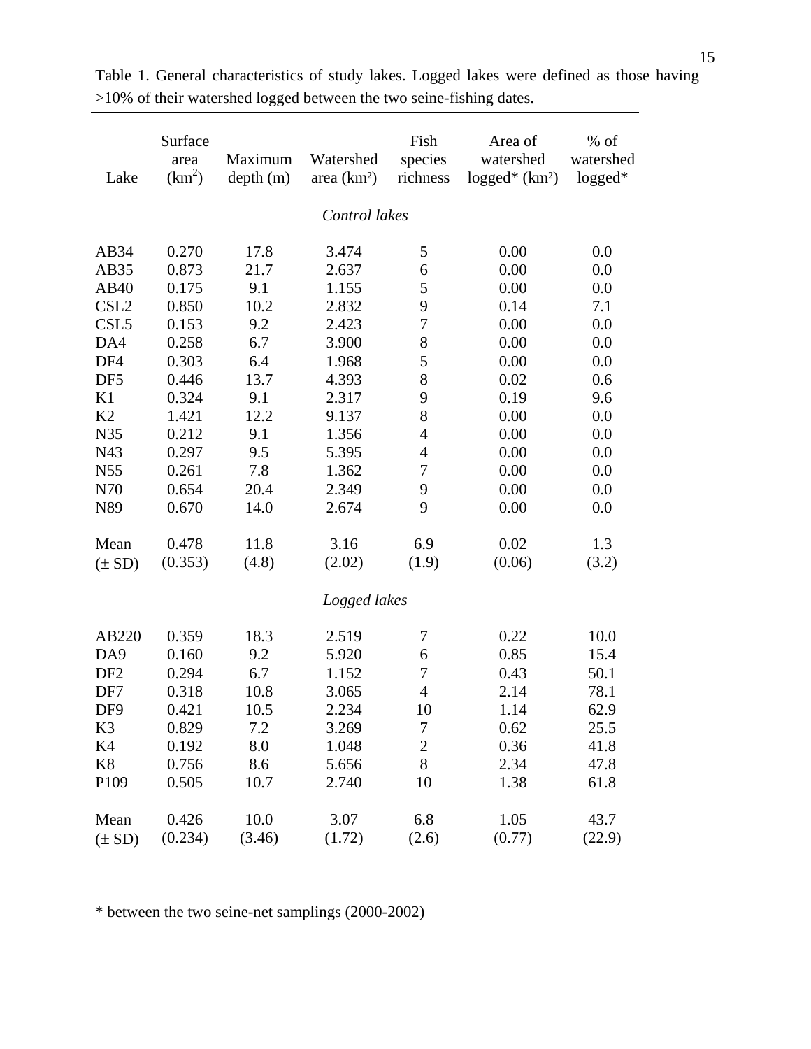Table 1. General characteristics of study lakes. Logged lakes were defined as those having >10% of their watershed logged between the two seine-fishing dates.

| Lake | Surface area ($km^2$) | Maximum depth (m) | Watershed area ($km^2$) | Fish species richness | Area of watershed logged* ($km^2$) | % of watershed logged* |
|---|---|---|---|---|---|---|
| *Control lakes* | | | | | | |
| AB34 | 0.270 | 17.8 | 3.474 | 5 | 0.00 | 0.0 |
| AB35 | 0.873 | 21.7 | 2.637 | 6 | 0.00 | 0.0 |
| AB40 | 0.175 | 9.1 | 1.155 | 5 | 0.00 | 0.0 |
| CSL2 | 0.850 | 10.2 | 2.832 | 9 | 0.14 | 7.1 |
| CSL5 | 0.153 | 9.2 | 2.423 | 7 | 0.00 | 0.0 |
| DA4 | 0.258 | 6.7 | 3.900 | 8 | 0.00 | 0.0 |
| DF4 | 0.303 | 6.4 | 1.968 | 5 | 0.00 | 0.0 |
| DF5 | 0.446 | 13.7 | 4.393 | 8 | 0.02 | 0.6 |
| K1 | 0.324 | 9.1 | 2.317 | 9 | 0.19 | 9.6 |
| K2 | 1.421 | 12.2 | 9.137 | 8 | 0.00 | 0.0 |
| N35 | 0.212 | 9.1 | 1.356 | 4 | 0.00 | 0.0 |
| N43 | 0.297 | 9.5 | 5.395 | 4 | 0.00 | 0.0 |
| N55 | 0.261 | 7.8 | 1.362 | 7 | 0.00 | 0.0 |
| N70 | 0.654 | 20.4 | 2.349 | 9 | 0.00 | 0.0 |
| N89 | 0.670 | 14.0 | 2.674 | 9 | 0.00 | 0.0 |
| Mean | 0.478 | 11.8 | 3.16 | 6.9 | 0.02 | 1.3 |
| (± SD) | (0.353) | (4.8) | (2.02) | (1.9) | (0.06) | (3.2) |
| *Logged lakes* | | | | | | |
| AB220 | 0.359 | 18.3 | 2.519 | 7 | 0.22 | 10.0 |
| DA9 | 0.160 | 9.2 | 5.920 | 6 | 0.85 | 15.4 |
| DF2 | 0.294 | 6.7 | 1.152 | 7 | 0.43 | 50.1 |
| DF7 | 0.318 | 10.8 | 3.065 | 4 | 2.14 | 78.1 |
| DF9 | 0.421 | 10.5 | 2.234 | 10 | 1.14 | 62.9 |
| K3 | 0.829 | 7.2 | 3.269 | 7 | 0.62 | 25.5 |
| K4 | 0.192 | 8.0 | 1.048 | 2 | 0.36 | 41.8 |
| K8 | 0.756 | 8.6 | 5.656 | 8 | 2.34 | 47.8 |
| P109 | 0.505 | 10.7 | 2.740 | 10 | 1.38 | 61.8 |
| Mean | 0.426 | 10.0 | 3.07 | 6.8 | 1.05 | 43.7 |
| (± SD) | (0.234) | (3.46) | (1.72) | (2.6) | (0.77) | (22.9) |

* between the two seine-net samplings (2000-2002)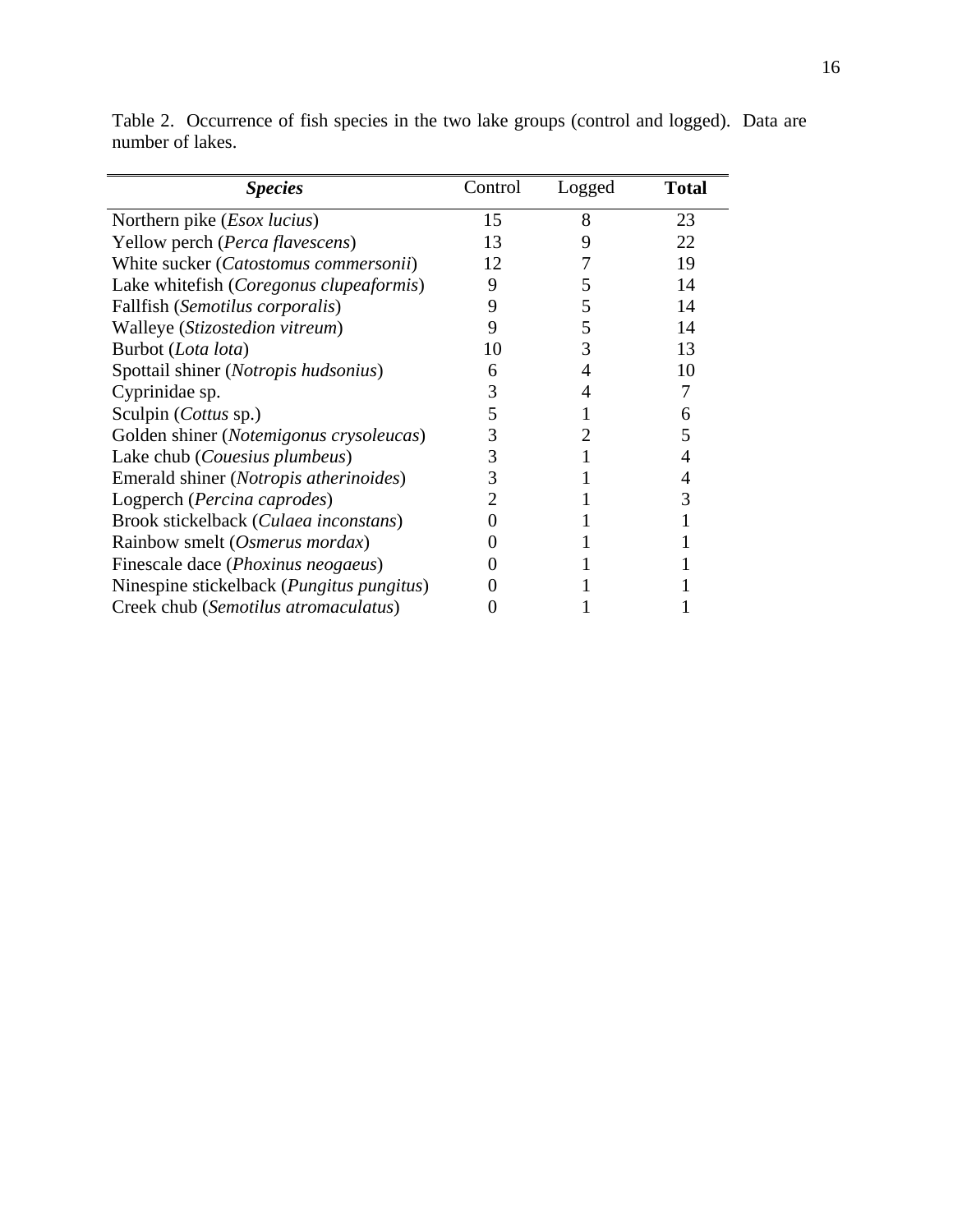Table 2. Occurrence of fish species in the two lake groups (control and logged). Data are number of lakes.

| ***Species*** | Control | Logged | **Total** |
|---|---|---|---|
| Northern pike (*Esox lucius*) | 15 | 8 | 23 |
| Yellow perch (*Perca flavescens*) | 13 | 9 | 22 |
| White sucker (*Catostomus commersonii*) | 12 | 7 | 19 |
| Lake whitefish (*Coregonus clupeaformis*) | 9 | 5 | 14 |
| Fallfish (*Semotilus corporalis*) | 9 | 5 | 14 |
| Walleye (*Stizostedion vitreum*) | 9 | 5 | 14 |
| Burbot (*Lota lota*) | 10 | 3 | 13 |
| Spottail shiner (*Notropis hudsonius*) | 6 | 4 | 10 |
| Cyprinidae sp. | 3 | 4 | 7 |
| Sculpin (*Cottus* sp.) | 5 | 1 | 6 |
| Golden shiner (*Notemigonus crysoleucas*) | 3 | 2 | 5 |
| Lake chub (*Couesius plumbeus*) | 3 | 1 | 4 |
| Emerald shiner (*Notropis atherinoides*) | 3 | 1 | 4 |
| Logperch (*Percina caprodes*) | 2 | 1 | 3 |
| Brook stickelback (*Culaea inconstans*) | 0 | 1 | 1 |
| Rainbow smelt (*Osmerus mordax*) | 0 | 1 | 1 |
| Finescale dace (*Phoxinus neogaeus*) | 0 | 1 | 1 |
| Ninespine stickelback (*Pungitus pungitus*) | 0 | 1 | 1 |
| Creek chub (*Semotilus atromaculatus*) | 0 | 1 | 1 |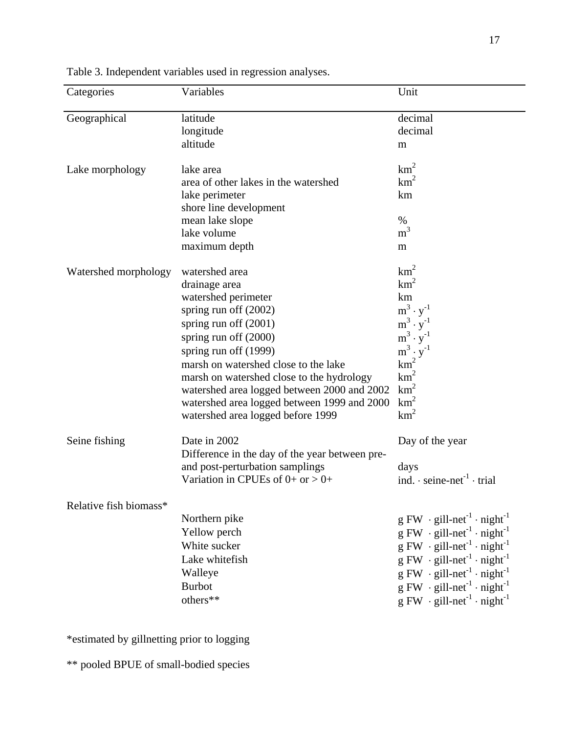Table 3. Independent variables used in regression analyses.

| Categories | Variables | Unit |
|---|---|---|
| Geographical | latitude | decimal |
| | longitude | decimal |
| | altitude | m |
| Lake morphology | lake area | $km^2$ |
| | area of other lakes in the watershed | $km^2$ |
| | lake perimeter | km |
| | shore line development | |
| | mean lake slope | % |
| | lake volume | $m^3$ |
| | maximum depth | m |
| Watershed morphology | watershed area | $km^2$ |
| | drainage area | $km^2$ |
| | watershed perimeter | km |
| | spring run off (2002) | $m^3 \cdot y^{-1}$ |
| | spring run off (2001) | $m^3 \cdot y^{-1}$ |
| | spring run off (2000) | $m^3 \cdot y^{-1}$ |
| | spring run off (1999) | $m^3 \cdot y^{-1}$ |
| | marsh on watershed close to the lake | $km^2$ |
| | marsh on watershed close to the hydrology | $km^2$ |
| | watershed area logged between 2000 and 2002 | $km^2$ |
| | watershed area logged between 1999 and 2000 | $km^2$ |
| | watershed area logged before 1999 | $km^2$ |
| Seine fishing | Date in 2002 | Day of the year |
| | Difference in the day of the year between pre- and post-perturbation samplings | days |
| | Variation in CPUEs of 0+ or > 0+ | ind. $\cdot$ seine-net$^{-1}$ $\cdot$ trial |
| Relative fish biomass* | | |
| | Northern pike | g FW $\cdot$ gill-net$^{-1}$ $\cdot$ night$^{-1}$ |
| | Yellow perch | g FW $\cdot$ gill-net$^{-1}$ $\cdot$ night$^{-1}$ |
| | White sucker | g FW $\cdot$ gill-net$^{-1}$ $\cdot$ night$^{-1}$ |
| | Lake whitefish | g FW $\cdot$ gill-net$^{-1}$ $\cdot$ night$^{-1}$ |
| | Walleye | g FW $\cdot$ gill-net$^{-1}$ $\cdot$ night$^{-1}$ |
| | Burbot | g FW $\cdot$ gill-net$^{-1}$ $\cdot$ night$^{-1}$ |
| | others** | g FW $\cdot$ gill-net$^{-1}$ $\cdot$ night$^{-1}$ |

*estimated by gillnetting prior to logging

** pooled BPUE of small-bodied species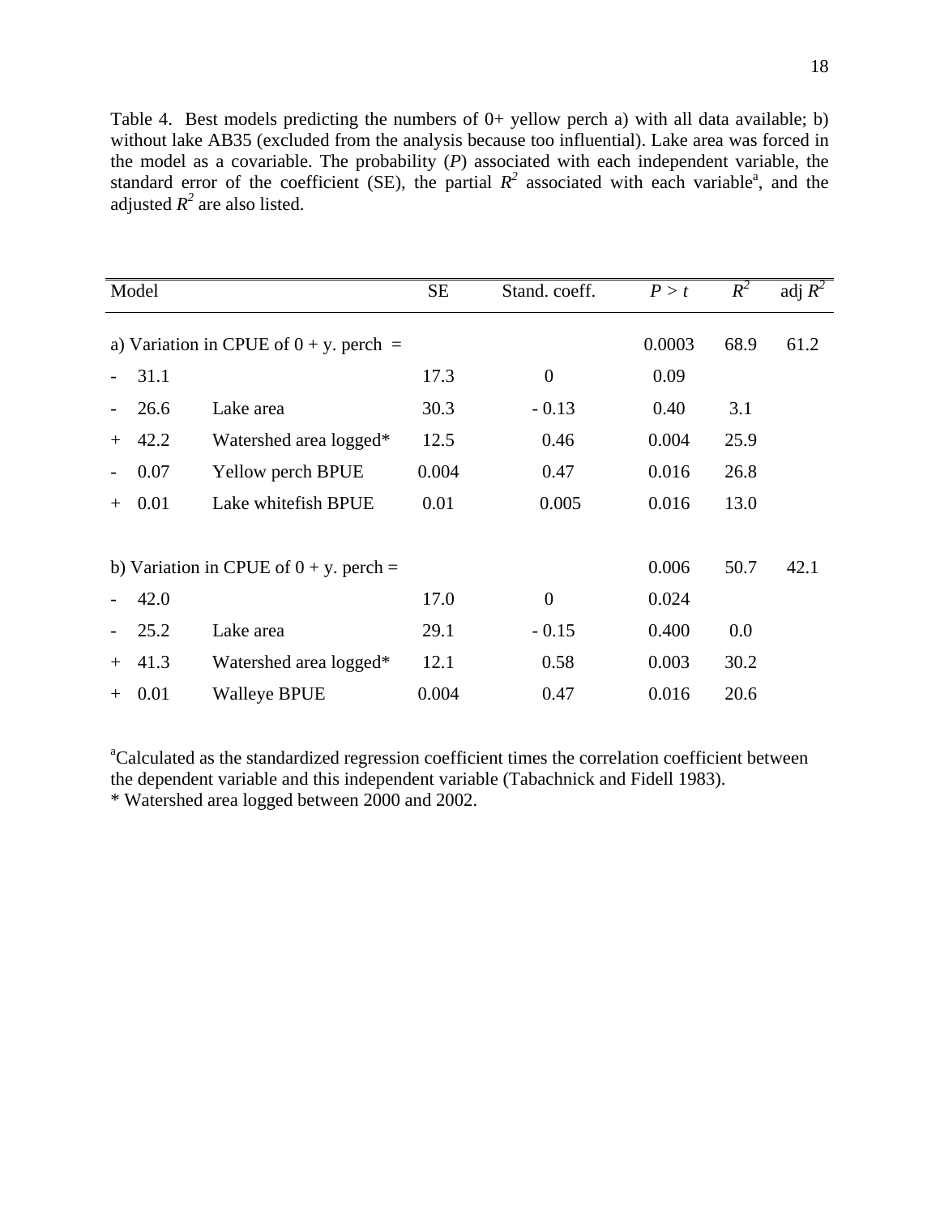Table 4. Best models predicting the numbers of 0+ yellow perch a) with all data available; b) without lake AB35 (excluded from the analysis because too influential). Lake area was forced in the model as a covariable. The probability (*P*) associated with each independent variable, the standard error of the coefficient (SE), the partial $R^2$ associated with each variable[a], and the adjusted $R^2$ are also listed.

| Model | | | SE | Stand. coeff. | $P > t$ | $R^2$ | adj $R^2$ |
|---|---|---|---|---|---|---|---|
| a) Variation in CPUE of 0 + y. perch = | | | | | 0.0003 | 68.9 | 61.2 |
| - | 31.1 | | 17.3 | 0 | 0.09 | | |
| - | 26.6 | Lake area | 30.3 | - 0.13 | 0.40 | 3.1 | |
| + | 42.2 | Watershed area logged* | 12.5 | 0.46 | 0.004 | 25.9 | |
| - | 0.07 | Yellow perch BPUE | 0.004 | 0.47 | 0.016 | 26.8 | |
| + | 0.01 | Lake whitefish BPUE | 0.01 | 0.005 | 0.016 | 13.0 | |
| b) Variation in CPUE of 0 + y. perch = | | | | | 0.006 | 50.7 | 42.1 |
| - | 42.0 | | 17.0 | 0 | 0.024 | | |
| - | 25.2 | Lake area | 29.1 | - 0.15 | 0.400 | 0.0 | |
| + | 41.3 | Watershed area logged* | 12.1 | 0.58 | 0.003 | 30.2 | |
| + | 0.01 | Walleye BPUE | 0.004 | 0.47 | 0.016 | 20.6 | |

[a]Calculated as the standardized regression coefficient times the correlation coefficient between the dependent variable and this independent variable (Tabachnick and Fidell 1983).

\* Watershed area logged between 2000 and 2002.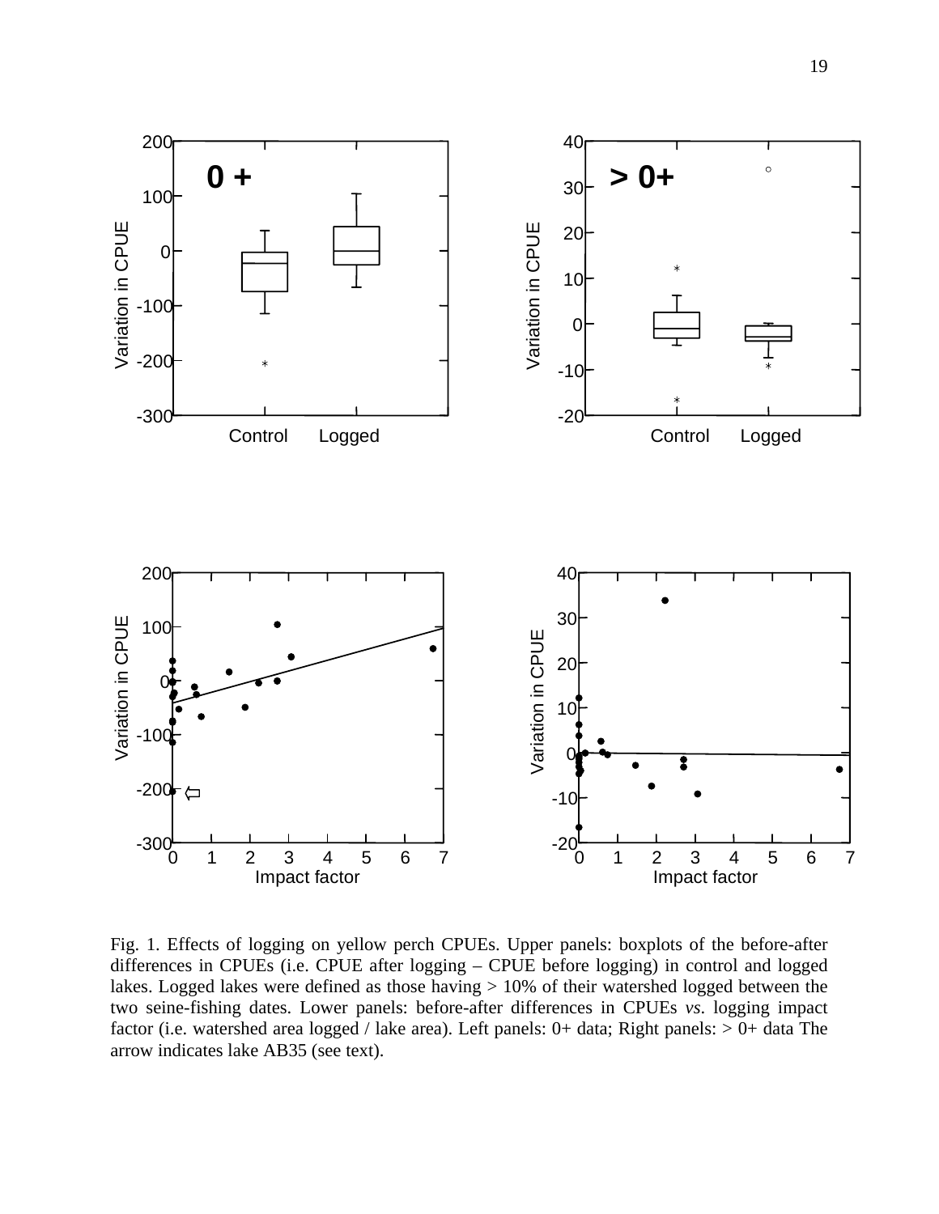0 +

200
100
0
-100
-200
-300

Variation in CPUE

Control Logged

> 0+

40
30
20
10
0
-10
-20

Variation in CPUE

Control Logged

200
100
0
-100
-200
-300

Variation in CPUE

0 1 2 3 4 5 6 7

Impact factor

40
30
20
10
0
-10
-20

Variation in CPUE

0 1 2 3 4 5 6 7

Impact factor

Fig. 1. Effects of logging on yellow perch CPUEs. Upper panels: boxplots of the before-after differences in CPUEs (i.e. CPUE after logging – CPUE before logging) in control and logged lakes. Logged lakes were defined as those having > 10% of their watershed logged between the two seine-fishing dates. Lower panels: before-after differences in CPUEs *vs.* logging impact factor (i.e. watershed area logged / lake area). Left panels: 0+ data; Right panels: > 0+ data The arrow indicates lake AB35 (see text).